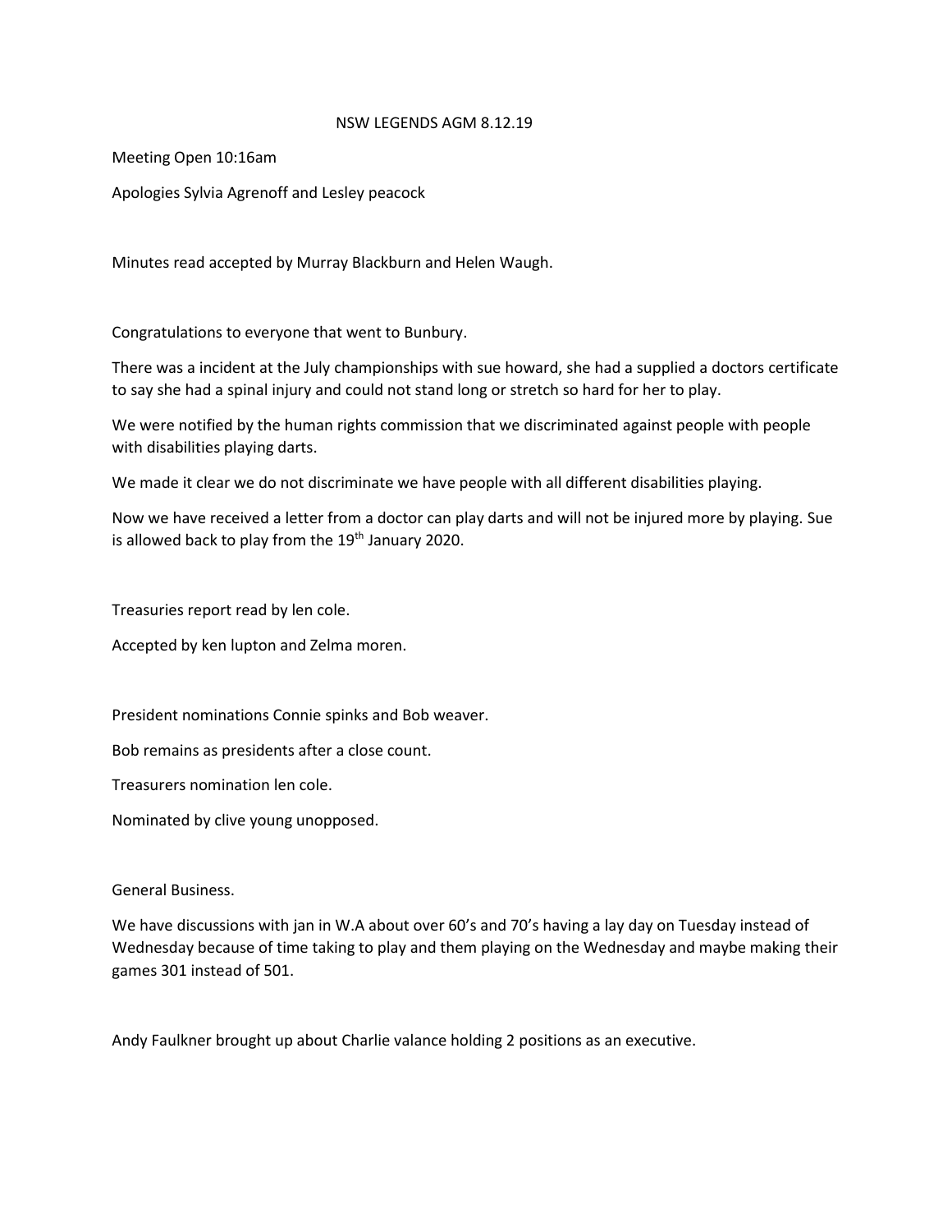NSW LEGENDS AGM 8.12.19

Meeting Open 10:16am

Apologies Sylvia Agrenoff and Lesley peacock

Minutes read accepted by Murray Blackburn and Helen Waugh.

Congratulations to everyone that went to Bunbury.

There was a incident at the July championships with sue howard, she had a supplied a doctors certificate to say she had a spinal injury and could not stand long or stretch so hard for her to play.

We were notified by the human rights commission that we discriminated against people with people with disabilities playing darts.

We made it clear we do not discriminate we have people with all different disabilities playing.

Now we have received a letter from a doctor can play darts and will not be injured more by playing. Sue is allowed back to play from the 19th January 2020.

Treasuries report read by len cole.

Accepted by ken lupton and Zelma moren.

President nominations Connie spinks and Bob weaver.

Bob remains as presidents after a close count.

Treasurers nomination len cole.

Nominated by clive young unopposed.

General Business.

We have discussions with jan in W.A about over 60's and 70's having a lay day on Tuesday instead of Wednesday because of time taking to play and them playing on the Wednesday and maybe making their games 301 instead of 501.

Andy Faulkner brought up about Charlie valance holding 2 positions as an executive.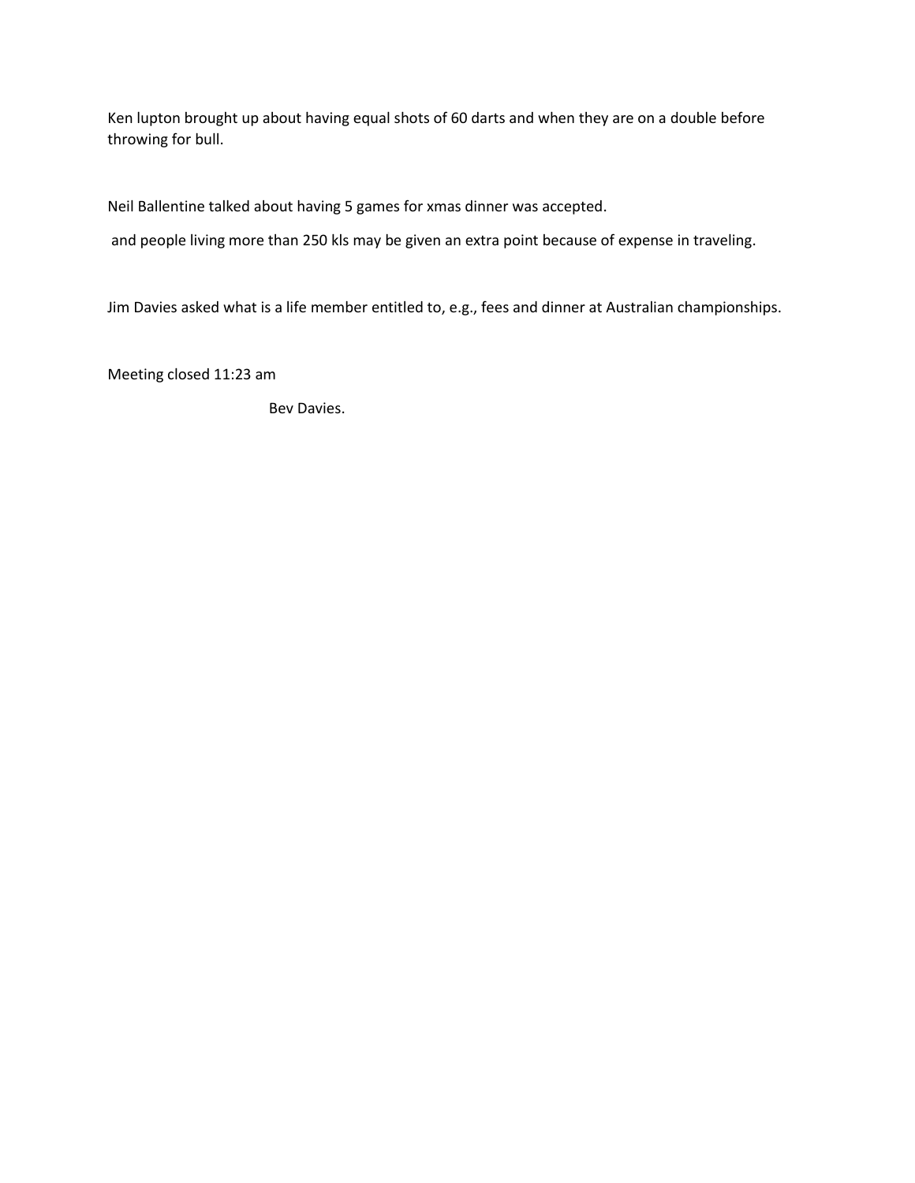Ken lupton brought up about having equal shots of 60 darts and when they are on a double before throwing for bull.

Neil Ballentine talked about having 5 games for xmas dinner was accepted.

and people living more than 250 kls may be given an extra point because of expense in traveling.

Jim Davies asked what is a life member entitled to, e.g., fees and dinner at Australian championships.

Meeting closed 11:23 am

Bev Davies.